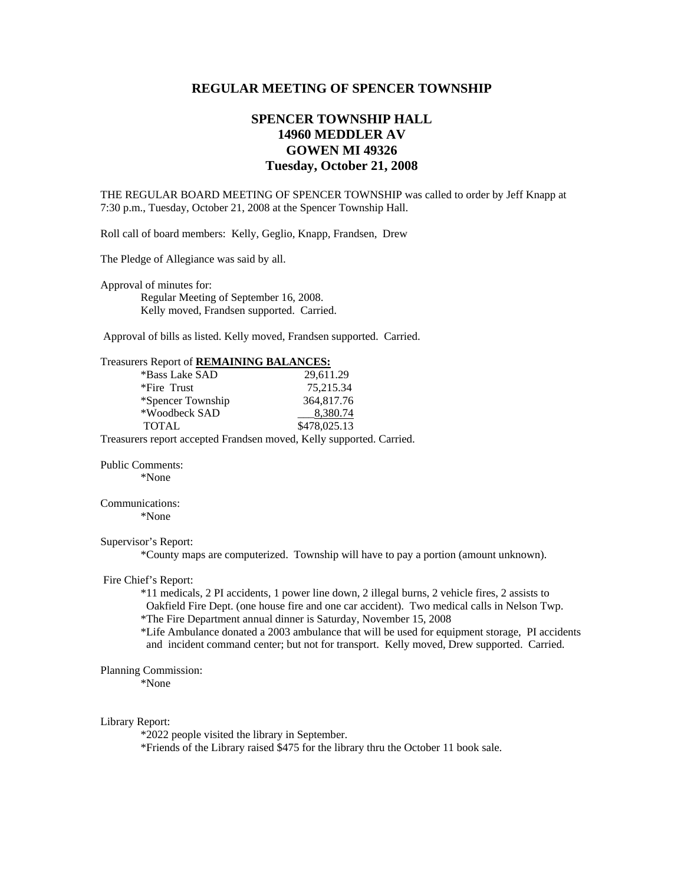# REGULAR MEETING OF SPENCER TOWNSHIP

## SPENCER TOWNSHIP HALL
## 14960 MEDDLER AV
## GOWEN MI 49326
## Tuesday, October 21, 2008

THE REGULAR BOARD MEETING OF SPENCER TOWNSHIP was called to order by Jeff Knapp at 7:30 p.m., Tuesday, October 21, 2008 at the Spencer Township Hall.

Roll call of board members: Kelly, Geglio, Knapp, Frandsen, Drew

The Pledge of Allegiance was said by all.

Approval of minutes for:
Regular Meeting of September 16, 2008.
Kelly moved, Frandsen supported. Carried.

Approval of bills as listed. Kelly moved, Frandsen supported. Carried.

Treasurers Report of **REMAINING BALANCES:**

| | |
|---|---|
| *Bass Lake SAD | 29,611.29 |
| *Fire Trust | 75,215.34 |
| *Spencer Township | 364,817.76 |
| *Woodbeck SAD | 8,380.74 |
| TOTAL | $478,025.13 |

Treasurers report accepted Frandsen moved, Kelly supported. Carried.

Public Comments:
*None

Communications:
*None

Supervisor's Report:
*County maps are computerized. Township will have to pay a portion (amount unknown).

Fire Chief's Report:
*11 medicals, 2 PI accidents, 1 power line down, 2 illegal burns, 2 vehicle fires, 2 assists to Oakfield Fire Dept. (one house fire and one car accident). Two medical calls in Nelson Twp.
*The Fire Department annual dinner is Saturday, November 15, 2008
*Life Ambulance donated a 2003 ambulance that will be used for equipment storage, PI accidents and incident command center; but not for transport. Kelly moved, Drew supported. Carried.

Planning Commission:
*None

Library Report:
*2022 people visited the library in September.
*Friends of the Library raised $475 for the library thru the October 11 book sale.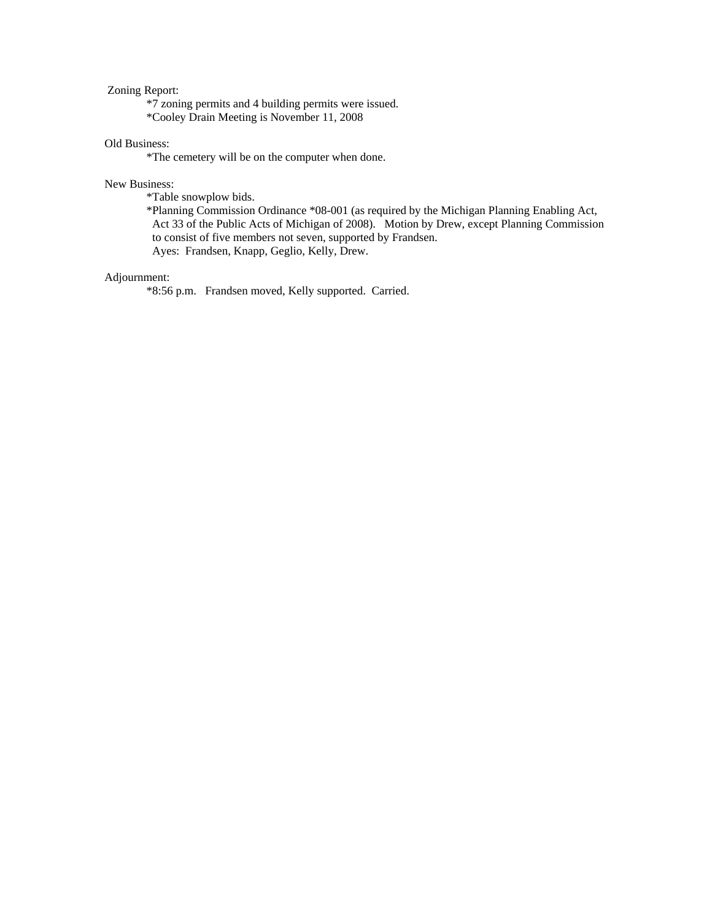Zoning Report:

*7 zoning permits and 4 building permits were issued.
*Cooley Drain Meeting is November 11, 2008

Old Business:

*The cemetery will be on the computer when done.

New Business:

*Table snowplow bids.
*Planning Commission Ordinance *08-001 (as required by the Michigan Planning Enabling Act, Act 33 of the Public Acts of Michigan of 2008). Motion by Drew, except Planning Commission to consist of five members not seven, supported by Frandsen.
Ayes: Frandsen, Knapp, Geglio, Kelly, Drew.

Adjournment:

*8:56 p.m. Frandsen moved, Kelly supported. Carried.